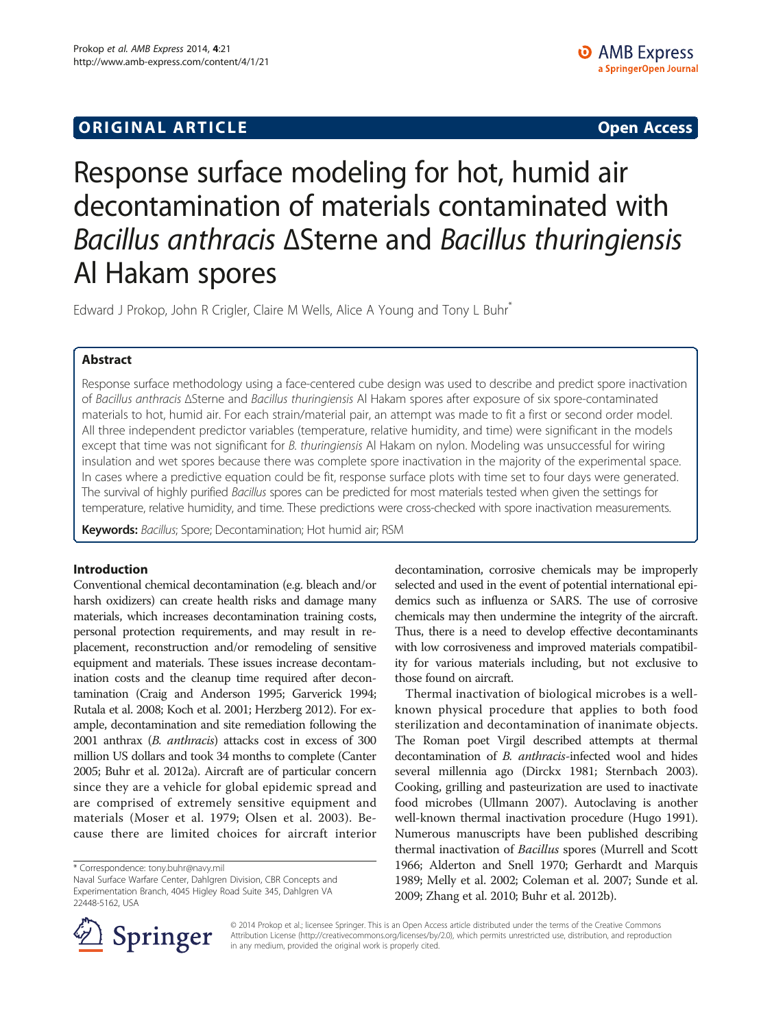# Response surface modeling for hot, humid air decontamination of materials contaminated with *Bacillus anthracis* ΔSterne and *Bacillus thuringiensis* Al Hakam spores

Edward J Prokop, John R Crigler, Claire M Wells, Alice A Young and Tony L Buhr*

## Abstract

Response surface methodology using a face-centered cube design was used to describe and predict spore inactivation of *Bacillus anthracis* ΔSterne and *Bacillus thuringiensis* Al Hakam spores after exposure of six spore-contaminated materials to hot, humid air. For each strain/material pair, an attempt was made to fit a first or second order model. All three independent predictor variables (temperature, relative humidity, and time) were significant in the models except that time was not significant for *B. thuringiensis* Al Hakam on nylon. Modeling was unsuccessful for wiring insulation and wet spores because there was complete spore inactivation in the majority of the experimental space. In cases where a predictive equation could be fit, response surface plots with time set to four days were generated. The survival of highly purified *Bacillus* spores can be predicted for most materials tested when given the settings for temperature, relative humidity, and time. These predictions were cross-checked with spore inactivation measurements.

**Keywords:** *Bacillus*; Spore; Decontamination; Hot humid air; RSM

## Introduction

Conventional chemical decontamination (e.g. bleach and/or harsh oxidizers) can create health risks and damage many materials, which increases decontamination training costs, personal protection requirements, and may result in replacement, reconstruction and/or remodeling of sensitive equipment and materials. These issues increase decontamination costs and the cleanup time required after decontamination (Craig and Anderson 1995; Garverick 1994; Rutala et al. 2008; Koch et al. 2001; Herzberg 2012). For example, decontamination and site remediation following the 2001 anthrax (*B. anthracis*) attacks cost in excess of 300 million US dollars and took 34 months to complete (Canter 2005; Buhr et al. 2012a). Aircraft are of particular concern since they are a vehicle for global epidemic spread and are comprised of extremely sensitive equipment and materials (Moser et al. 1979; Olsen et al. 2003). Because there are limited choices for aircraft interior decontamination, corrosive chemicals may be improperly selected and used in the event of potential international epidemics such as influenza or SARS. The use of corrosive chemicals may then undermine the integrity of the aircraft. Thus, there is a need to develop effective decontaminants with low corrosiveness and improved materials compatibility for various materials including, but not exclusive to those found on aircraft.

Thermal inactivation of biological microbes is a well-known physical procedure that applies to both food sterilization and decontamination of inanimate objects. The Roman poet Virgil described attempts at thermal decontamination of *B. anthracis*-infected wool and hides several millennia ago (Dirckx 1981; Sternbach 2003). Cooking, grilling and pasteurization are used to inactivate food microbes (Ullmann 2007). Autoclaving is another well-known thermal inactivation procedure (Hugo 1991). Numerous manuscripts have been published describing thermal inactivation of *Bacillus* spores (Murrell and Scott 1966; Alderton and Snell 1970; Gerhardt and Marquis 1989; Melly et al. 2002; Coleman et al. 2007; Sunde et al. 2009; Zhang et al. 2010; Buhr et al. 2012b).

\* Correspondence: tony.buhr@navy.mil
Naval Surface Warfare Center, Dahlgren Division, CBR Concepts and Experimentation Branch, 4045 Higley Road Suite 345, Dahlgren VA 22448-5162, USA

© 2014 Prokop et al.; licensee Springer. This is an Open Access article distributed under the terms of the Creative Commons Attribution License (http://creativecommons.org/licenses/by/2.0), which permits unrestricted use, distribution, and reproduction in any medium, provided the original work is properly cited.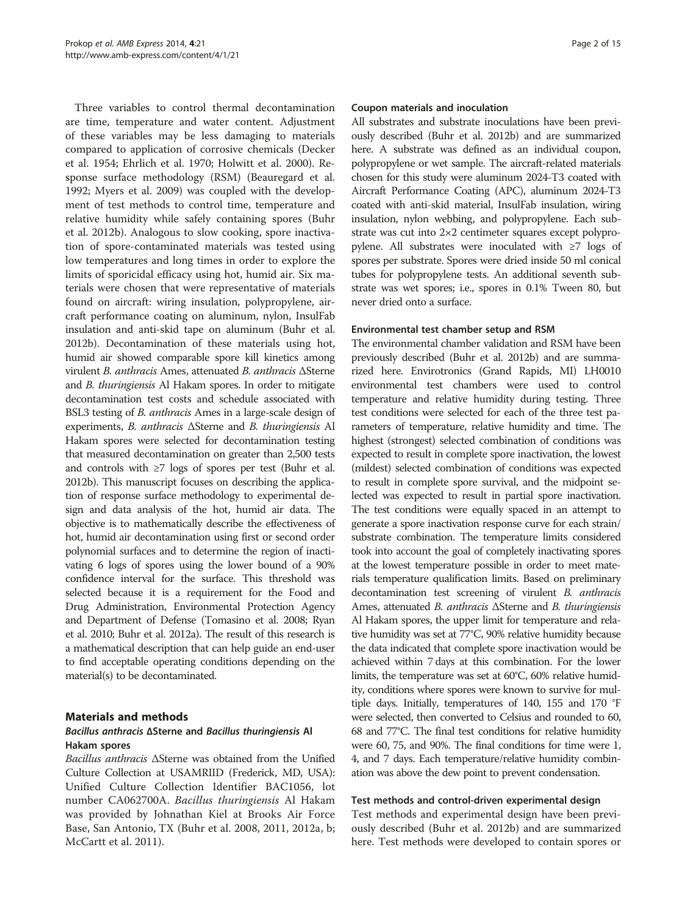Three variables to control thermal decontamination are time, temperature and water content. Adjustment of these variables may be less damaging to materials compared to application of corrosive chemicals (Decker et al. 1954; Ehrlich et al. 1970; Holwitt et al. 2000). Response surface methodology (RSM) (Beauregard et al. 1992; Myers et al. 2009) was coupled with the development of test methods to control time, temperature and relative humidity while safely containing spores (Buhr et al. 2012b). Analogous to slow cooking, spore inactivation of spore-contaminated materials was tested using low temperatures and long times in order to explore the limits of sporicidal efficacy using hot, humid air. Six materials were chosen that were representative of materials found on aircraft: wiring insulation, polypropylene, aircraft performance coating on aluminum, nylon, InsulFab insulation and anti-skid tape on aluminum (Buhr et al. 2012b). Decontamination of these materials using hot, humid air showed comparable spore kill kinetics among virulent *B. anthracis* Ames, attenuated *B. anthracis* ΔSterne and *B. thuringiensis* Al Hakam spores. In order to mitigate decontamination test costs and schedule associated with BSL3 testing of *B. anthracis* Ames in a large-scale design of experiments, *B. anthracis* ΔSterne and *B. thuringiensis* Al Hakam spores were selected for decontamination testing that measured decontamination on greater than 2,500 tests and controls with ≥7 logs of spores per test (Buhr et al. 2012b). This manuscript focuses on describing the application of response surface methodology to experimental design and data analysis of the hot, humid air data. The objective is to mathematically describe the effectiveness of hot, humid air decontamination using first or second order polynomial surfaces and to determine the region of inactivating 6 logs of spores using the lower bound of a 90% confidence interval for the surface. This threshold was selected because it is a requirement for the Food and Drug Administration, Environmental Protection Agency and Department of Defense (Tomasino et al. 2008; Ryan et al. 2010; Buhr et al. 2012a). The result of this research is a mathematical description that can help guide an end-user to find acceptable operating conditions depending on the material(s) to be decontaminated.

## Materials and methods

### *Bacillus anthracis* ΔSterne and *Bacillus thuringiensis* Al Hakam spores

*Bacillus anthracis* ΔSterne was obtained from the Unified Culture Collection at USAMRIID (Frederick, MD, USA): Unified Culture Collection Identifier BAC1056, lot number CA062700A. *Bacillus thuringiensis* Al Hakam was provided by Johnathan Kiel at Brooks Air Force Base, San Antonio, TX (Buhr et al. 2008, 2011, 2012a, b; McCartt et al. 2011).

### Coupon materials and inoculation

All substrates and substrate inoculations have been previously described (Buhr et al. 2012b) and are summarized here. A substrate was defined as an individual coupon, polypropylene or wet sample. The aircraft-related materials chosen for this study were aluminum 2024-T3 coated with Aircraft Performance Coating (APC), aluminum 2024-T3 coated with anti-skid material, InsulFab insulation, wiring insulation, nylon webbing, and polypropylene. Each substrate was cut into 2×2 centimeter squares except polypropylene. All substrates were inoculated with ≥7 logs of spores per substrate. Spores were dried inside 50 ml conical tubes for polypropylene tests. An additional seventh substrate was wet spores; i.e., spores in 0.1% Tween 80, but never dried onto a surface.

### Environmental test chamber setup and RSM

The environmental chamber validation and RSM have been previously described (Buhr et al. 2012b) and are summarized here. Envirotronics (Grand Rapids, MI) LH0010 environmental test chambers were used to control temperature and relative humidity during testing. Three test conditions were selected for each of the three test parameters of temperature, relative humidity and time. The highest (strongest) selected combination of conditions was expected to result in complete spore inactivation, the lowest (mildest) selected combination of conditions was expected to result in complete spore survival, and the midpoint selected was expected to result in partial spore inactivation. The test conditions were equally spaced in an attempt to generate a spore inactivation response curve for each strain/substrate combination. The temperature limits considered took into account the goal of completely inactivating spores at the lowest temperature possible in order to meet materials temperature qualification limits. Based on preliminary decontamination test screening of virulent *B. anthracis* Ames, attenuated *B. anthracis* ΔSterne and *B. thuringiensis* Al Hakam spores, the upper limit for temperature and relative humidity was set at 77°C, 90% relative humidity because the data indicated that complete spore inactivation would be achieved within 7 days at this combination. For the lower limits, the temperature was set at 60°C, 60% relative humidity, conditions where spores were known to survive for multiple days. Initially, temperatures of 140, 155 and 170 °F were selected, then converted to Celsius and rounded to 60, 68 and 77°C. The final test conditions for relative humidity were 60, 75, and 90%. The final conditions for time were 1, 4, and 7 days. Each temperature/relative humidity combination was above the dew point to prevent condensation.

### Test methods and control-driven experimental design

Test methods and experimental design have been previously described (Buhr et al. 2012b) and are summarized here. Test methods were developed to contain spores or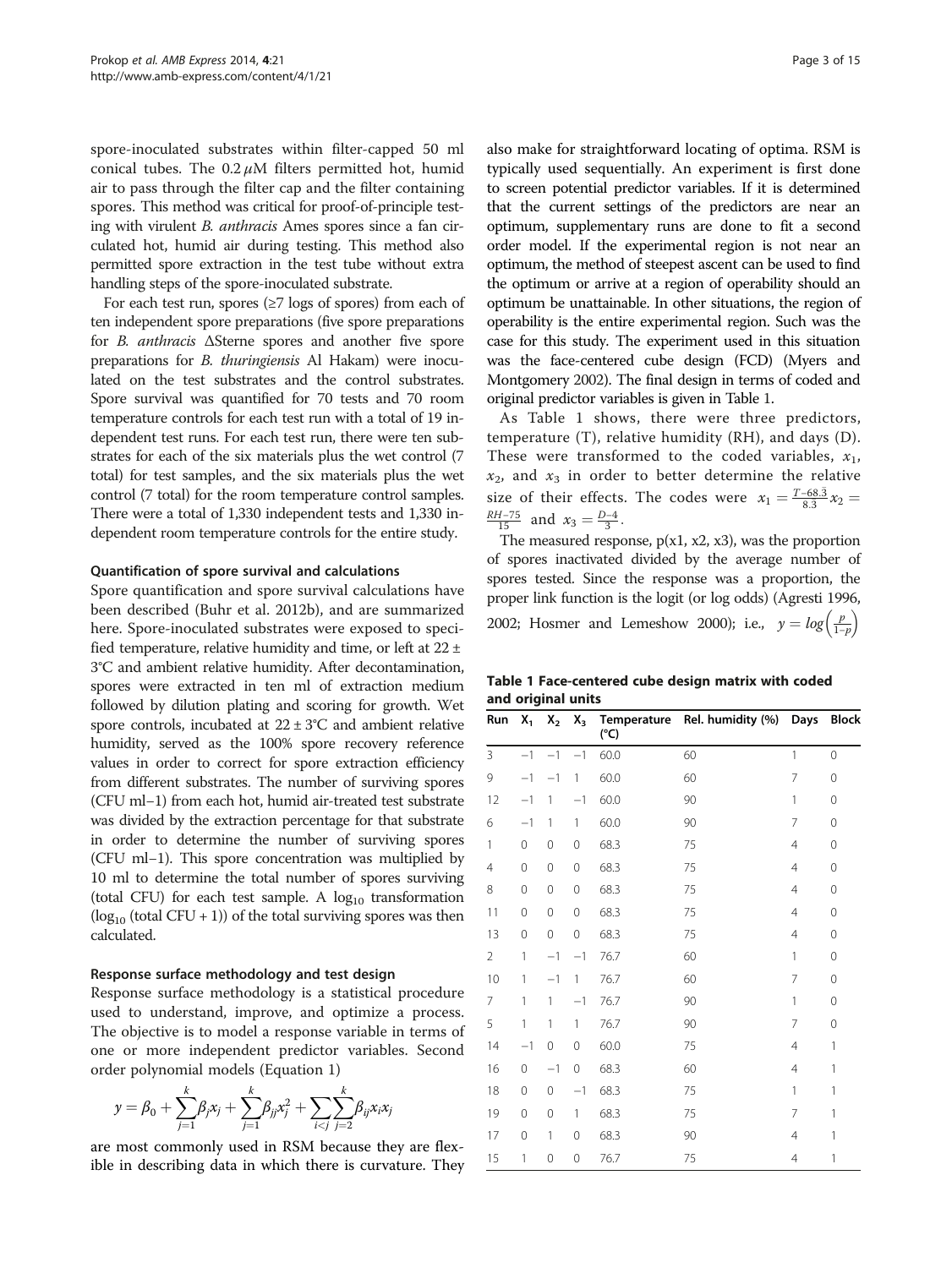spore-inoculated substrates within filter-capped 50 ml conical tubes. The 0.2 $\mu$M filters permitted hot, humid air to pass through the filter cap and the filter containing spores. This method was critical for proof-of-principle testing with virulent *B. anthracis* Ames spores since a fan circulated hot, humid air during testing. This method also permitted spore extraction in the test tube without extra handling steps of the spore-inoculated substrate.

For each test run, spores (≥7 logs of spores) from each of ten independent spore preparations (five spore preparations for *B. anthracis* ΔSterne spores and another five spore preparations for *B. thuringiensis* Al Hakam) were inoculated on the test substrates and the control substrates. Spore survival was quantified for 70 tests and 70 room temperature controls for each test run with a total of 19 independent test runs. For each test run, there were ten substrates for each of the six materials plus the wet control (7 total) for test samples, and the six materials plus the wet control (7 total) for the room temperature control samples. There were a total of 1,330 independent tests and 1,330 independent room temperature controls for the entire study.

### Quantification of spore survival and calculations

Spore quantification and spore survival calculations have been described (Buhr et al. 2012b), and are summarized here. Spore-inoculated substrates were exposed to specified temperature, relative humidity and time, or left at 22 ± 3°C and ambient relative humidity. After decontamination, spores were extracted in ten ml of extraction medium followed by dilution plating and scoring for growth. Wet spore controls, incubated at 22 ± 3°C and ambient relative humidity, served as the 100% spore recovery reference values in order to correct for spore extraction efficiency from different substrates. The number of surviving spores (CFU ml−1) from each hot, humid air-treated test substrate was divided by the extraction percentage for that substrate in order to determine the number of surviving spores (CFU ml−1). This spore concentration was multiplied by 10 ml to determine the total number of spores surviving (total CFU) for each test sample. A $\log_{10}$ transformation ($\log_{10}$ (total CFU + 1)) of the total surviving spores was then calculated.

### Response surface methodology and test design

Response surface methodology is a statistical procedure used to understand, improve, and optimize a process. The objective is to model a response variable in terms of one or more independent predictor variables. Second order polynomial models (Equation 1)

$$y = \beta_0 + \sum_{j=1}^{k}\beta_j x_j + \sum_{j=1}^{k}\beta_{jj} x_j^2 + \sum_{i<j}\sum_{j=2}^{k}\beta_{ij} x_i x_j$$

are most commonly used in RSM because they are flexible in describing data in which there is curvature. They also make for straightforward locating of optima. RSM is typically used sequentially. An experiment is first done to screen potential predictor variables. If it is determined that the current settings of the predictors are near an optimum, supplementary runs are done to fit a second order model. If the experimental region is not near an optimum, the method of steepest ascent can be used to find the optimum or arrive at a region of operability should an optimum be unattainable. In other situations, the region of operability is the entire experimental region. Such was the case for this study. The experiment used in this situation was the face-centered cube design (FCD) (Myers and Montgomery 2002). The final design in terms of coded and original predictor variables is given in Table 1.

As Table 1 shows, there were three predictors, temperature (T), relative humidity (RH), and days (D). These were transformed to the coded variables, $x_1$, $x_2$, and $x_3$ in order to better determine the relative size of their effects. The codes were $x_1 = \frac{T-68.\bar{3}}{8.3}$ $x_2 = \frac{RH-75}{15}$ and $x_3 = \frac{D-4}{3}$.

The measured response, p(x1, x2, x3), was the proportion of spores inactivated divided by the average number of spores tested. Since the response was a proportion, the proper link function is the logit (or log odds) (Agresti 1996, 2002; Hosmer and Lemeshow 2000); i.e., $y = log\left(\frac{p}{1-p}\right)$

**Table 1 Face-centered cube design matrix with coded and original units**

| Run | $X_1$ | $X_2$ | $X_3$ | Temperature (°C) | Rel. humidity (%) | Days | Block |
|---|---|---|---|---|---|---|---|
| 3 | −1 | −1 | −1 | 60.0 | 60 | 1 | 0 |
| 9 | −1 | −1 | 1 | 60.0 | 60 | 7 | 0 |
| 12 | −1 | 1 | −1 | 60.0 | 90 | 1 | 0 |
| 6 | −1 | 1 | 1 | 60.0 | 90 | 7 | 0 |
| 1 | 0 | 0 | 0 | 68.3 | 75 | 4 | 0 |
| 4 | 0 | 0 | 0 | 68.3 | 75 | 4 | 0 |
| 8 | 0 | 0 | 0 | 68.3 | 75 | 4 | 0 |
| 11 | 0 | 0 | 0 | 68.3 | 75 | 4 | 0 |
| 13 | 0 | 0 | 0 | 68.3 | 75 | 4 | 0 |
| 2 | 1 | −1 | −1 | 76.7 | 60 | 1 | 0 |
| 10 | 1 | −1 | 1 | 76.7 | 60 | 7 | 0 |
| 7 | 1 | 1 | −1 | 76.7 | 90 | 1 | 0 |
| 5 | 1 | 1 | 1 | 76.7 | 90 | 7 | 0 |
| 14 | −1 | 0 | 0 | 60.0 | 75 | 4 | 1 |
| 16 | 0 | −1 | 0 | 68.3 | 60 | 4 | 1 |
| 18 | 0 | 0 | −1 | 68.3 | 75 | 1 | 1 |
| 19 | 0 | 0 | 1 | 68.3 | 75 | 7 | 1 |
| 17 | 0 | 1 | 0 | 68.3 | 90 | 4 | 1 |
| 15 | 1 | 0 | 0 | 76.7 | 75 | 4 | 1 |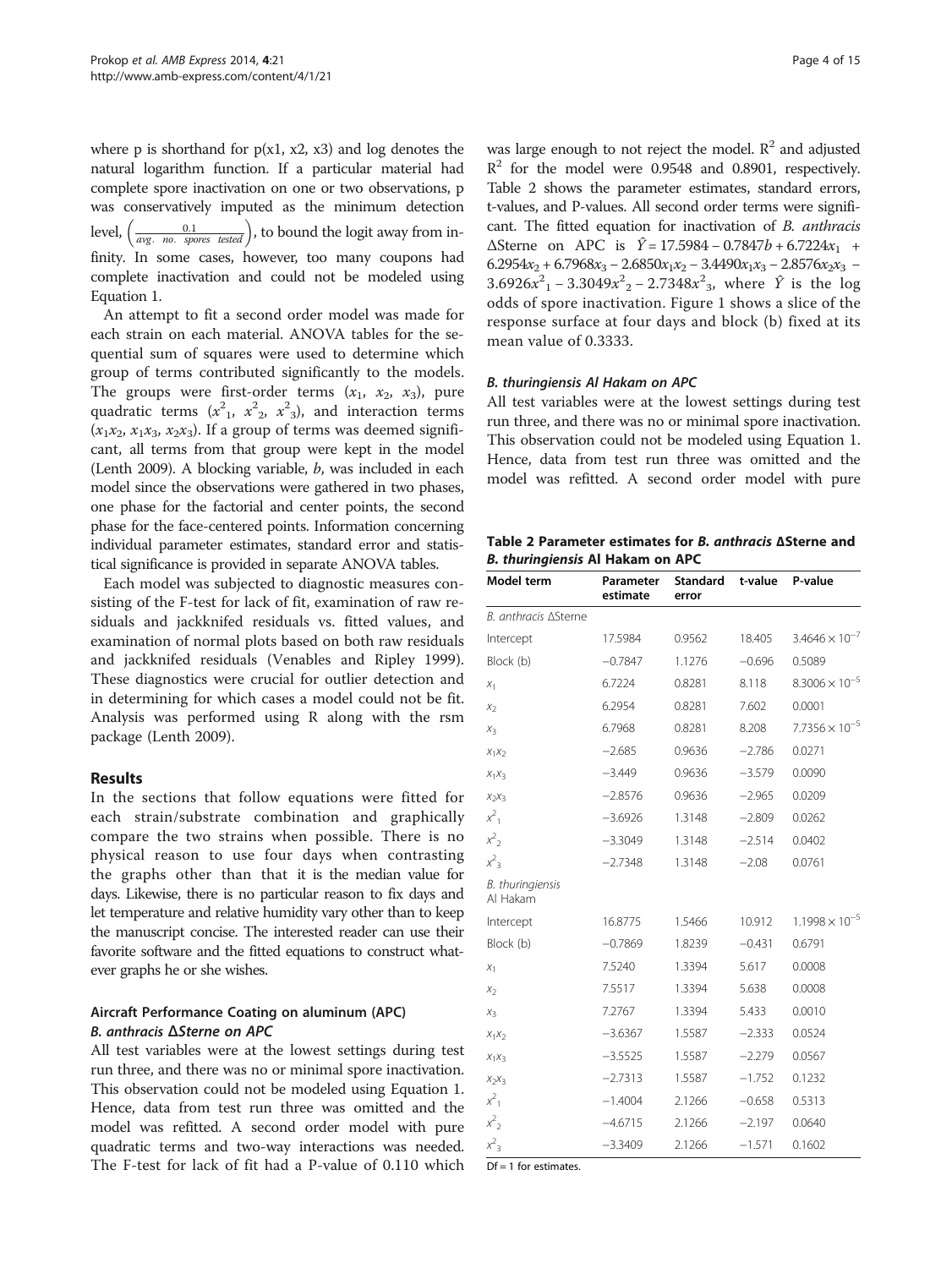where p is shorthand for p(x1, x2, x3) and log denotes the natural logarithm function. If a particular material had complete spore inactivation on one or two observations, p was conservatively imputed as the minimum detection level, $\left(\frac{0.1}{avg.\ no.\ spores\ tested}\right)$, to bound the logit away from infinity. In some cases, however, too many coupons had complete inactivation and could not be modeled using Equation 1.

An attempt to fit a second order model was made for each strain on each material. ANOVA tables for the sequential sum of squares were used to determine which group of terms contributed significantly to the models. The groups were first-order terms ($x_1$, $x_2$, $x_3$), pure quadratic terms ($x^2_1$, $x^2_2$, $x^2_3$), and interaction terms ($x_1x_2$, $x_1x_3$, $x_2x_3$). If a group of terms was deemed significant, all terms from that group were kept in the model (Lenth 2009). A blocking variable, *b*, was included in each model since the observations were gathered in two phases, one phase for the factorial and center points, the second phase for the face-centered points. Information concerning individual parameter estimates, standard error and statistical significance is provided in separate ANOVA tables.

Each model was subjected to diagnostic measures consisting of the F-test for lack of fit, examination of raw residuals and jackknifed residuals vs. fitted values, and examination of normal plots based on both raw residuals and jackknifed residuals (Venables and Ripley 1999). These diagnostics were crucial for outlier detection and in determining for which cases a model could not be fit. Analysis was performed using R along with the rsm package (Lenth 2009).

## Results

In the sections that follow equations were fitted for each strain/substrate combination and graphically compare the two strains when possible. There is no physical reason to use four days when contrasting the graphs other than that it is the median value for days. Likewise, there is no particular reason to fix days and let temperature and relative humidity vary other than to keep the manuscript concise. The interested reader can use their favorite software and the fitted equations to construct whatever graphs he or she wishes.

### Aircraft Performance Coating on aluminum (APC)

#### *B. anthracis* ΔSterne on APC

All test variables were at the lowest settings during test run three, and there was no or minimal spore inactivation. This observation could not be modeled using Equation 1. Hence, data from test run three was omitted and the model was refitted. A second order model with pure quadratic terms and two-way interactions was needed. The F-test for lack of fit had a P-value of 0.110 which was large enough to not reject the model. $R^2$ and adjusted $R^2$ for the model were 0.9548 and 0.8901, respectively. Table 2 shows the parameter estimates, standard errors, t-values, and P-values. All second order terms were significant. The fitted equation for inactivation of *B. anthracis* ΔSterne on APC is $\hat{Y} = 17.5984 - 0.7847b + 6.7224x_1 + 6.2954x_2 + 6.7968x_3 - 2.6850x_1x_2 - 3.4490x_1x_3 - 2.8576x_2x_3 - 3.6926x^2_1 - 3.3049x^2_2 - 2.7348x^2_3$, where $\hat{Y}$ is the log odds of spore inactivation. Figure 1 shows a slice of the response surface at four days and block (b) fixed at its mean value of 0.3333.

#### *B. thuringiensis* Al Hakam on APC

All test variables were at the lowest settings during test run three, and there was no or minimal spore inactivation. This observation could not be modeled using Equation 1. Hence, data from test run three was omitted and the model was refitted. A second order model with pure

**Table 2 Parameter estimates for *B. anthracis* ΔSterne and *B. thuringiensis* Al Hakam on APC**

| Model term | Parameter estimate | Standard error | t-value | P-value |
|---|---|---|---|---|
| *B. anthracis* ΔSterne | | | | |
| Intercept | 17.5984 | 0.9562 | 18.405 | $3.4646 \times 10^{-7}$ |
| Block (b) | −0.7847 | 1.1276 | −0.696 | 0.5089 |
| $x_1$ | 6.7224 | 0.8281 | 8.118 | $8.3006 \times 10^{-5}$ |
| $x_2$ | 6.2954 | 0.8281 | 7.602 | 0.0001 |
| $x_3$ | 6.7968 | 0.8281 | 8.208 | $7.7356 \times 10^{-5}$ |
| $x_1x_2$ | −2.685 | 0.9636 | −2.786 | 0.0271 |
| $x_1x_3$ | −3.449 | 0.9636 | −3.579 | 0.0090 |
| $x_2x_3$ | −2.8576 | 0.9636 | −2.965 | 0.0209 |
| $x^2_1$ | −3.6926 | 1.3148 | −2.809 | 0.0262 |
| $x^2_2$ | −3.3049 | 1.3148 | −2.514 | 0.0402 |
| $x^2_3$ | −2.7348 | 1.3148 | −2.08 | 0.0761 |
| *B. thuringiensis* Al Hakam | | | | |
| Intercept | 16.8775 | 1.5466 | 10.912 | $1.1998 \times 10^{-5}$ |
| Block (b) | −0.7869 | 1.8239 | −0.431 | 0.6791 |
| $x_1$ | 7.5240 | 1.3394 | 5.617 | 0.0008 |
| $x_2$ | 7.5517 | 1.3394 | 5.638 | 0.0008 |
| $x_3$ | 7.2767 | 1.3394 | 5.433 | 0.0010 |
| $x_1x_2$ | −3.6367 | 1.5587 | −2.333 | 0.0524 |
| $x_1x_3$ | −3.5525 | 1.5587 | −2.279 | 0.0567 |
| $x_2x_3$ | −2.7313 | 1.5587 | −1.752 | 0.1232 |
| $x^2_1$ | −1.4004 | 2.1266 | −0.658 | 0.5313 |
| $x^2_2$ | −4.6715 | 2.1266 | −2.197 | 0.0640 |
| $x^2_3$ | −3.3409 | 2.1266 | −1.571 | 0.1602 |

Df = 1 for estimates.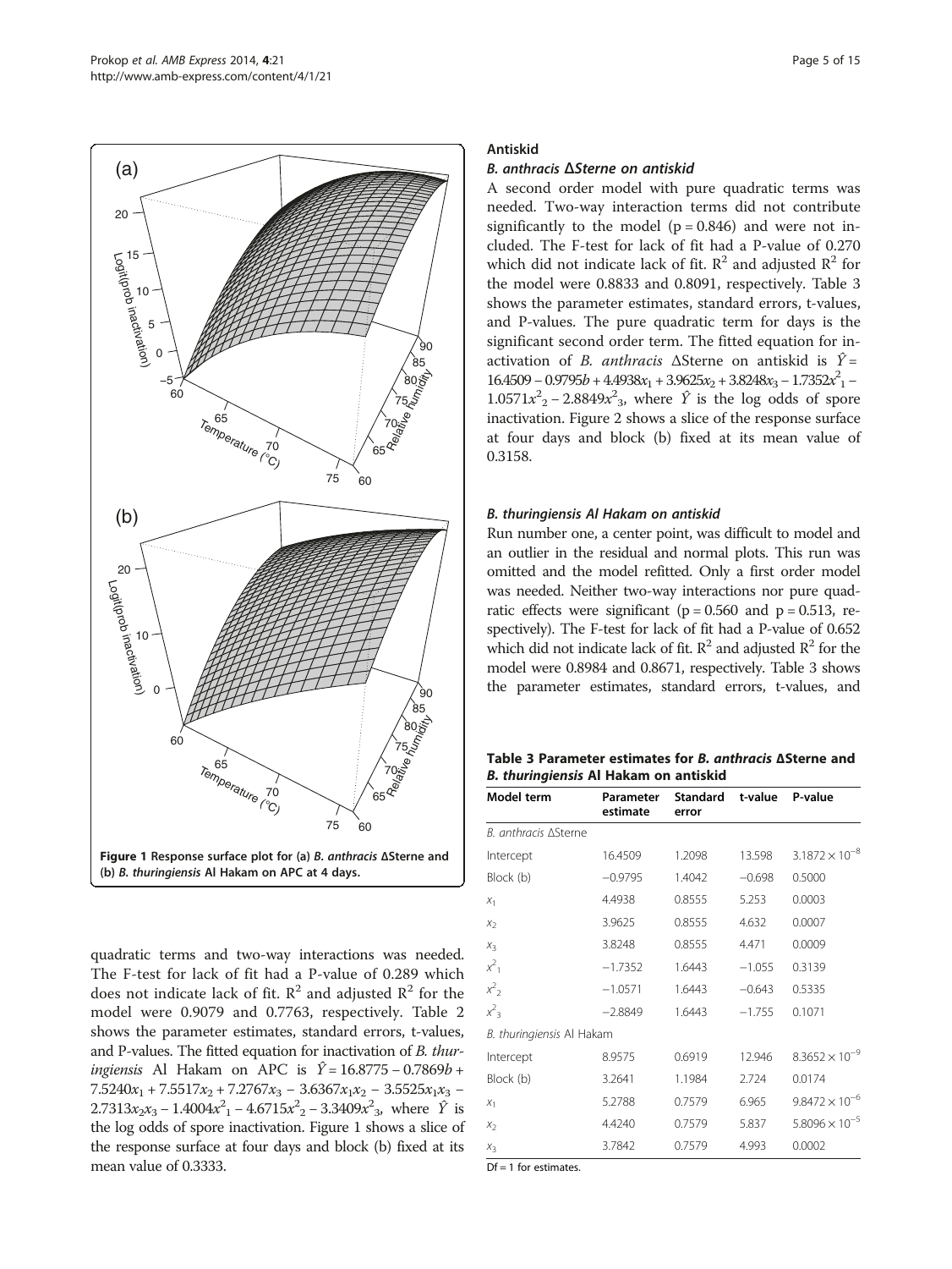Figure 1 Response surface plot for (a) *B. anthracis* ΔSterne and (b) *B. thuringiensis* Al Hakam on APC at 4 days.

quadratic terms and two-way interactions was needed. The F-test for lack of fit had a P-value of 0.289 which does not indicate lack of fit. $R^2$ and adjusted $R^2$ for the model were 0.9079 and 0.7763, respectively. Table 2 shows the parameter estimates, standard errors, t-values, and P-values. The fitted equation for inactivation of *B. thuringiensis* Al Hakam on APC is $\hat{Y} = 16.8775 - 0.7869b + 7.5240x_1 + 7.5517x_2 + 7.2767x_3 - 3.6367x_1x_2 - 3.5525x_1x_3 - 2.7313x_2x_3 - 1.4004x^2_1 - 4.6715x^2_2 - 3.3409x^2_3$, where $\hat{Y}$ is the log odds of spore inactivation. Figure 1 shows a slice of the response surface at four days and block (b) fixed at its mean value of 0.3333.

## Antiskid

### *B. anthracis* ΔSterne on antiskid

A second order model with pure quadratic terms was needed. Two-way interaction terms did not contribute significantly to the model ($p = 0.846$) and were not included. The F-test for lack of fit had a P-value of 0.270 which did not indicate lack of fit. $R^2$ and adjusted $R^2$ for the model were 0.8833 and 0.8091, respectively. Table 3 shows the parameter estimates, standard errors, t-values, and P-values. The pure quadratic term for days is the significant second order term. The fitted equation for inactivation of *B. anthracis* ΔSterne on antiskid is $\hat{Y} = 16.4509 - 0.9795b + 4.4938x_1 + 3.9625x_2 + 3.8248x_3 - 1.7352x^2_1 - 1.0571x^2_2 - 2.8849x^2_3$, where $\hat{Y}$ is the log odds of spore inactivation. Figure 2 shows a slice of the response surface at four days and block (b) fixed at its mean value of 0.3158.

### *B. thuringiensis* Al Hakam on antiskid

Run number one, a center point, was difficult to model and an outlier in the residual and normal plots. This run was omitted and the model refitted. Only a first order model was needed. Neither two-way interactions nor pure quadratic effects were significant ($p = 0.560$ and $p = 0.513$, respectively). The F-test for lack of fit had a P-value of 0.652 which did not indicate lack of fit. $R^2$ and adjusted $R^2$ for the model were 0.8984 and 0.8671, respectively. Table 3 shows the parameter estimates, standard errors, t-values, and

**Table 3 Parameter estimates for *B. anthracis* ΔSterne and *B. thuringiensis* Al Hakam on antiskid**

| Model term | Parameter estimate | Standard error | t-value | P-value |
|---|---|---|---|---|
| *B. anthracis* ΔSterne | | | | |
| Intercept | 16.4509 | 1.2098 | 13.598 | $3.1872 \times 10^{-8}$ |
| Block (b) | −0.9795 | 1.4042 | −0.698 | 0.5000 |
| $x_1$ | 4.4938 | 0.8555 | 5.253 | 0.0003 |
| $x_2$ | 3.9625 | 0.8555 | 4.632 | 0.0007 |
| $x_3$ | 3.8248 | 0.8555 | 4.471 | 0.0009 |
| $x^2_1$ | −1.7352 | 1.6443 | −1.055 | 0.3139 |
| $x^2_2$ | −1.0571 | 1.6443 | −0.643 | 0.5335 |
| $x^2_3$ | −2.8849 | 1.6443 | −1.755 | 0.1071 |
| *B. thuringiensis* Al Hakam | | | | |
| Intercept | 8.9575 | 0.6919 | 12.946 | $8.3652 \times 10^{-9}$ |
| Block (b) | 3.2641 | 1.1984 | 2.724 | 0.0174 |
| $x_1$ | 5.2788 | 0.7579 | 6.965 | $9.8472 \times 10^{-6}$ |
| $x_2$ | 4.4240 | 0.7579 | 5.837 | $5.8096 \times 10^{-5}$ |
| $x_3$ | 3.7842 | 0.7579 | 4.993 | 0.0002 |

Df = 1 for estimates.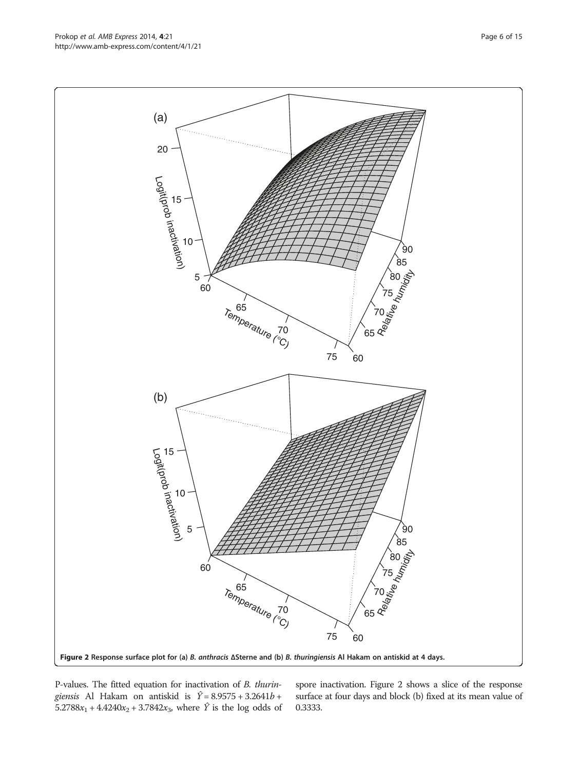**Figure 2 Response surface plot for (a) *B. anthracis* ΔSterne and (b) *B. thuringiensis* Al Hakam on antiskid at 4 days.**

P-values. The fitted equation for inactivation of *B. thuringiensis* Al Hakam on antiskid is $\hat{Y} = 8.9575 + 3.2641b + 5.2788x_1 + 4.4240x_2 + 3.7842x_3$, where $\hat{Y}$ is the log odds of spore inactivation. Figure 2 shows a slice of the response surface at four days and block (b) fixed at its mean value of 0.3333.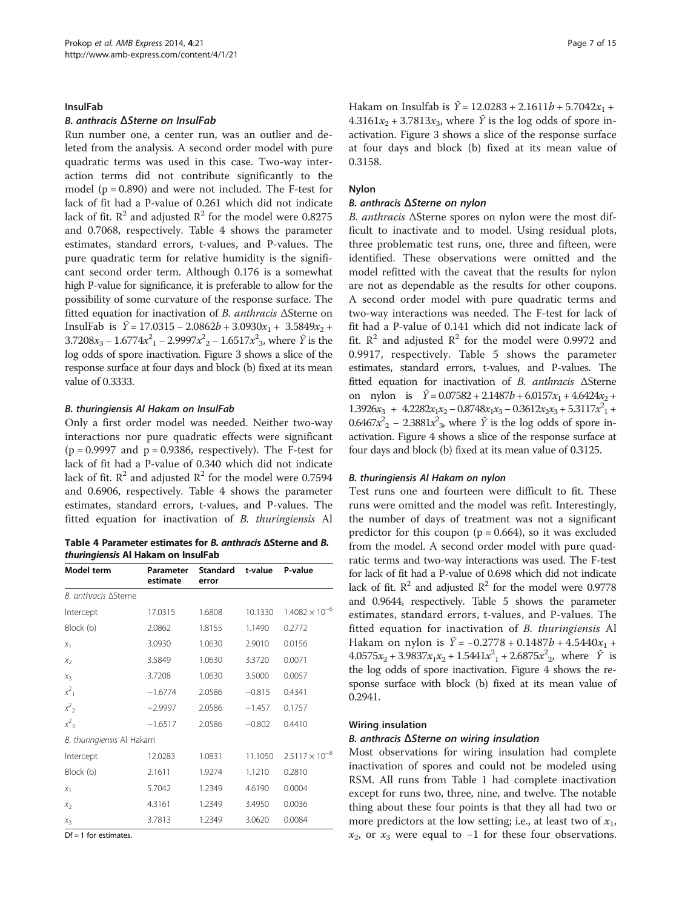### InsulFab

#### *B. anthracis* ΔSterne on InsulFab

Run number one, a center run, was an outlier and deleted from the analysis. A second order model with pure quadratic terms was used in this case. Two-way interaction terms did not contribute significantly to the model ($p = 0.890$) and were not included. The F-test for lack of fit had a P-value of 0.261 which did not indicate lack of fit. $R^2$ and adjusted $R^2$ for the model were 0.8275 and 0.7068, respectively. Table 4 shows the parameter estimates, standard errors, t-values, and P-values. The pure quadratic term for relative humidity is the significant second order term. Although 0.176 is a somewhat high P-value for significance, it is preferable to allow for the possibility of some curvature of the response surface. The fitted equation for inactivation of *B. anthracis* ΔSterne on InsulFab is $\hat{Y} = 17.0315 - 2.0862b + 3.0930x_1 + 3.5849x_2 + 3.7208x_3 - 1.6774x_1^2 - 2.9997x_2^2 - 1.6517x_3^2$, where $\hat{Y}$ is the log odds of spore inactivation. Figure 3 shows a slice of the response surface at four days and block (b) fixed at its mean value of 0.3333.

#### *B. thuringiensis* Al Hakam on InsulFab

Only a first order model was needed. Neither two-way interactions nor pure quadratic effects were significant ($p = 0.9997$ and $p = 0.9386$, respectively). The F-test for lack of fit had a P-value of 0.340 which did not indicate lack of fit. $R^2$ and adjusted $R^2$ for the model were 0.7594 and 0.6906, respectively. Table 4 shows the parameter estimates, standard errors, t-values, and P-values. The fitted equation for inactivation of *B. thuringiensis* Al Hakam on Insulfab is $\hat{Y} = 12.0283 + 2.1611b + 5.7042x_1 + 4.3161x_2 + 3.7813x_3$, where $\hat{Y}$ is the log odds of spore inactivation. Figure 3 shows a slice of the response surface at four days and block (b) fixed at its mean value of 0.3158.

**Table 4 Parameter estimates for *B. anthracis* ΔSterne and *B. thuringiensis* Al Hakam on InsulFab**

| Model term | Parameter estimate | Standard error | t-value | P-value |
|---|---|---|---|---|
| *B. anthracis* ΔSterne | | | | |
| Intercept | 17.0315 | 1.6808 | 10.1330 | $1.4082 \times 10^{-6}$ |
| Block (b) | 2.0862 | 1.8155 | 1.1490 | 0.2772 |
| $x_1$ | 3.0930 | 1.0630 | 2.9010 | 0.0156 |
| $x_2$ | 3.5849 | 1.0630 | 3.3720 | 0.0071 |
| $x_3$ | 3.7208 | 1.0630 | 3.5000 | 0.0057 |
| $x_1^2$ | −1.6774 | 2.0586 | −0.815 | 0.4341 |
| $x_2^2$ | −2.9997 | 2.0586 | −1.457 | 0.1757 |
| $x_3^2$ | −1.6517 | 2.0586 | −0.802 | 0.4410 |
| *B. thuringiensis* Al Hakam | | | | |
| Intercept | 12.0283 | 1.0831 | 11.1050 | $2.5117 \times 10^{-8}$ |
| Block (b) | 2.1611 | 1.9274 | 1.1210 | 0.2810 |
| $x_1$ | 5.7042 | 1.2349 | 4.6190 | 0.0004 |
| $x_2$ | 4.3161 | 1.2349 | 3.4950 | 0.0036 |
| $x_3$ | 3.7813 | 1.2349 | 3.0620 | 0.0084 |

Df = 1 for estimates.

### Nylon

#### *B. anthracis* ΔSterne on nylon

*B. anthracis* ΔSterne spores on nylon were the most difficult to inactivate and to model. Using residual plots, three problematic test runs, one, three and fifteen, were identified. These observations were omitted and the model refitted with the caveat that the results for nylon are not as dependable as the results for other coupons. A second order model with pure quadratic terms and two-way interactions was needed. The F-test for lack of fit had a P-value of 0.141 which did not indicate lack of fit. $R^2$ and adjusted $R^2$ for the model were 0.9972 and 0.9917, respectively. Table 5 shows the parameter estimates, standard errors, t-values, and P-values. The fitted equation for inactivation of *B. anthracis* ΔSterne on nylon is $\hat{Y} = 0.07582 + 2.1487b + 6.0157x_1 + 4.6424x_2 + 1.3926x_3 + 4.2282x_1x_2 - 0.8748x_1x_3 - 0.3612x_2x_3 + 5.3117x_1^2 + 0.6467x_2^2 - 2.3881x_3^2$, where $\hat{Y}$ is the log odds of spore inactivation. Figure 4 shows a slice of the response surface at four days and block (b) fixed at its mean value of 0.3125.

#### *B. thuringiensis* Al Hakam on nylon

Test runs one and fourteen were difficult to fit. These runs were omitted and the model was refit. Interestingly, the number of days of treatment was not a significant predictor for this coupon ($p = 0.664$), so it was excluded from the model. A second order model with pure quadratic terms and two-way interactions was used. The F-test for lack of fit had a P-value of 0.698 which did not indicate lack of fit. $R^2$ and adjusted $R^2$ for the model were 0.9778 and 0.9644, respectively. Table 5 shows the parameter estimates, standard errors, t-values, and P-values. The fitted equation for inactivation of *B. thuringiensis* Al Hakam on nylon is $\hat{Y} = -0.2778 + 0.1487b + 4.5440x_1 + 4.0575x_2 + 3.9837x_1x_2 + 1.5441x_1^2 + 2.6875x_2^2$, where $\hat{Y}$ is the log odds of spore inactivation. Figure 4 shows the response surface with block (b) fixed at its mean value of 0.2941.

### Wiring insulation

#### *B. anthracis* ΔSterne on wiring insulation

Most observations for wiring insulation had complete inactivation of spores and could not be modeled using RSM. All runs from Table 1 had complete inactivation except for runs two, three, nine, and twelve. The notable thing about these four points is that they all had two or more predictors at the low setting; i.e., at least two of $x_1$, $x_2$, or $x_3$ were equal to −1 for these four observations.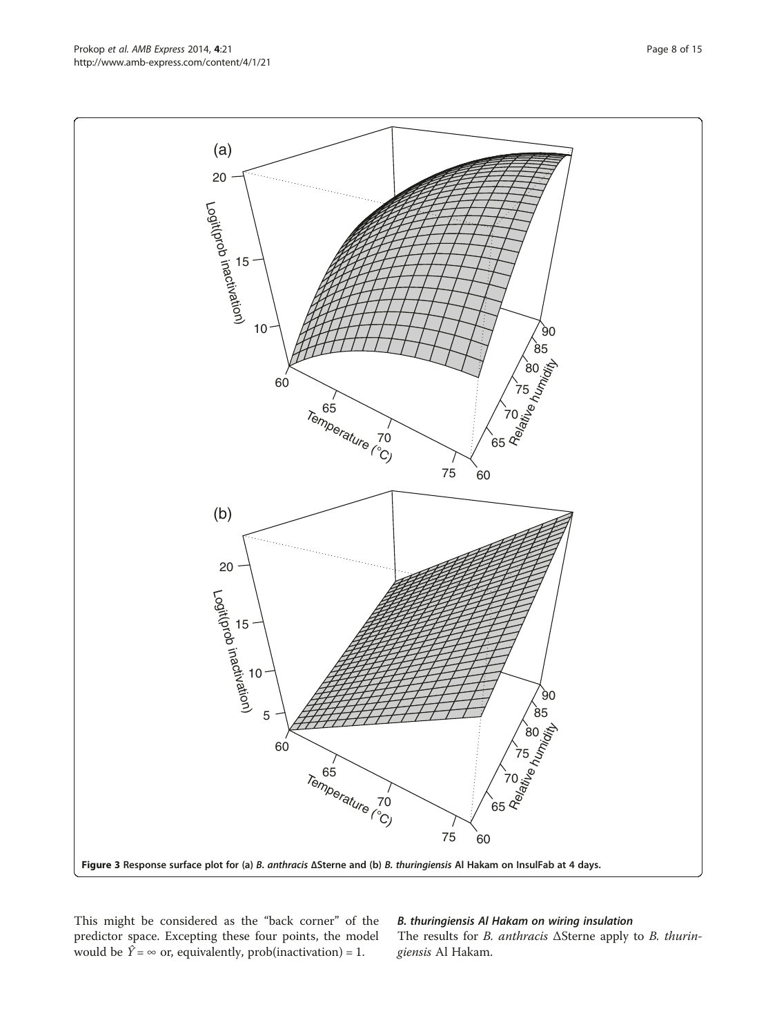Figure 3 Response surface plot for (a) *B. anthracis* ΔSterne and (b) *B. thuringiensis* Al Hakam on InsulFab at 4 days.

This might be considered as the "back corner" of the predictor space. Excepting these four points, the model would be $\hat{Y} = \infty$ or, equivalently, prob(inactivation) = 1.

#### *B. thuringiensis* Al Hakam on wiring insulation

The results for *B. anthracis* ΔSterne apply to *B. thuringiensis* Al Hakam.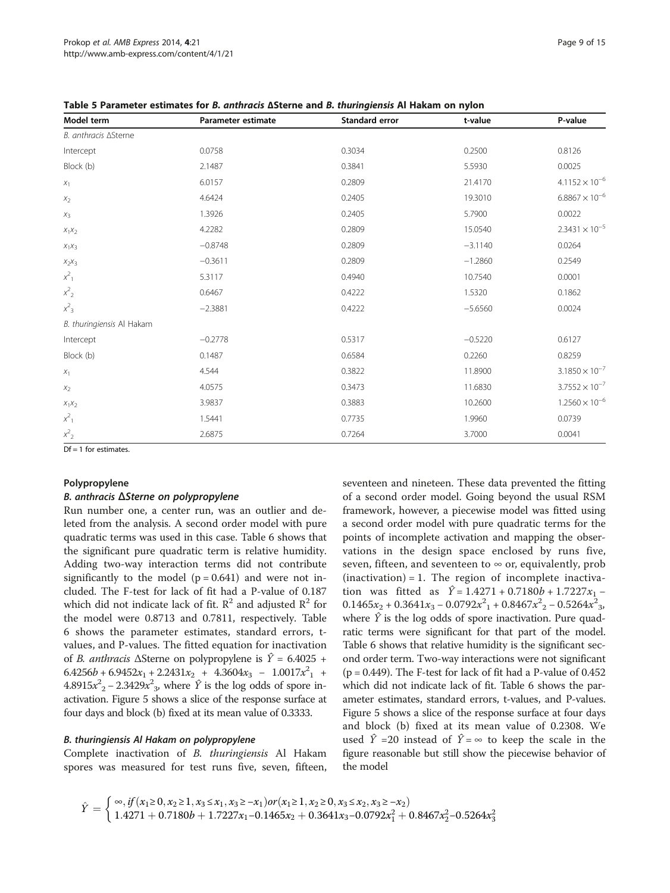**Table 5 Parameter estimates for *B. anthracis* ΔSterne and *B. thuringiensis* Al Hakam on nylon**

| Model term | Parameter estimate | Standard error | t-value | P-value |
|---|---|---|---|---|
| *B. anthracis* ΔSterne | | | | |
| Intercept | 0.0758 | 0.3034 | 0.2500 | 0.8126 |
| Block (b) | 2.1487 | 0.3841 | 5.5930 | 0.0025 |
| $x_1$ | 6.0157 | 0.2809 | 21.4170 | $4.1152 \times 10^{-6}$ |
| $x_2$ | 4.6424 | 0.2405 | 19.3010 | $6.8867 \times 10^{-6}$ |
| $x_3$ | 1.3926 | 0.2405 | 5.7900 | 0.0022 |
| $x_1x_2$ | 4.2282 | 0.2809 | 15.0540 | $2.3431 \times 10^{-5}$ |
| $x_1x_3$ | −0.8748 | 0.2809 | −3.1140 | 0.0264 |
| $x_2x_3$ | −0.3611 | 0.2809 | −1.2860 | 0.2549 |
| $x^2_1$ | 5.3117 | 0.4940 | 10.7540 | 0.0001 |
| $x^2_2$ | 0.6467 | 0.4222 | 1.5320 | 0.1862 |
| $x^2_3$ | −2.3881 | 0.4222 | −5.6560 | 0.0024 |
| *B. thuringiensis* Al Hakam | | | | |
| Intercept | −0.2778 | 0.5317 | −0.5220 | 0.6127 |
| Block (b) | 0.1487 | 0.6584 | 0.2260 | 0.8259 |
| $x_1$ | 4.544 | 0.3822 | 11.8900 | $3.1850 \times 10^{-7}$ |
| $x_2$ | 4.0575 | 0.3473 | 11.6830 | $3.7552 \times 10^{-7}$ |
| $x_1x_2$ | 3.9837 | 0.3883 | 10.2600 | $1.2560 \times 10^{-6}$ |
| $x^2_1$ | 1.5441 | 0.7735 | 1.9960 | 0.0739 |
| $x^2_2$ | 2.6875 | 0.7264 | 3.7000 | 0.0041 |

Df = 1 for estimates.

### Polypropylene

#### *B. anthracis* ΔSterne on polypropylene

Run number one, a center run, was an outlier and deleted from the analysis. A second order model with pure quadratic terms was used in this case. Table 6 shows that the significant pure quadratic term is relative humidity. Adding two-way interaction terms did not contribute significantly to the model ($p = 0.641$) and were not included. The F-test for lack of fit had a P-value of 0.187 which did not indicate lack of fit. $R^2$ and adjusted $R^2$ for the model were 0.8713 and 0.7811, respectively. Table 6 shows the parameter estimates, standard errors, t-values, and P-values. The fitted equation for inactivation of *B. anthracis* ΔSterne on polypropylene is $\hat{Y} = 6.4025 + 6.4256b + 6.9452x_1 + 2.2431x_2 + 4.3604x_3 - 1.0017x^2_1 + 4.8915x^2_2 - 2.3429x^2_3$, where $\hat{Y}$ is the log odds of spore inactivation. Figure 5 shows a slice of the response surface at four days and block (b) fixed at its mean value of 0.3333.

#### *B. thuringiensis Al Hakam* on polypropylene

Complete inactivation of *B. thuringiensis* Al Hakam spores was measured for test runs five, seven, fifteen, seventeen and nineteen. These data prevented the fitting of a second order model. Going beyond the usual RSM framework, however, a piecewise model was fitted using a second order model with pure quadratic terms for the points of incomplete activation and mapping the observations in the design space enclosed by runs five, seven, fifteen, and seventeen to ∞ or, equivalently, prob (inactivation) = 1. The region of incomplete inactivation was fitted as $\hat{Y} = 1.4271 + 0.7180b + 1.7227x_1 - 0.1465x_2 + 0.3641x_3 - 0.0792x^2_1 + 0.8467x^2_2 - 0.5264x^2_3$, where $\hat{Y}$ is the log odds of spore inactivation. Pure quadratic terms were significant for that part of the model. Table 6 shows that relative humidity is the significant second order term. Two-way interactions were not significant ($p = 0.449$). The F-test for lack of fit had a P-value of 0.452 which did not indicate lack of fit. Table 6 shows the parameter estimates, standard errors, t-values, and P-values. Figure 5 shows a slice of the response surface at four days and block (b) fixed at its mean value of 0.2308. We used $\hat{Y} = 20$ instead of $\hat{Y} = \infty$ to keep the scale in the figure reasonable but still show the piecewise behavior of the model

$$\hat{Y} = \begin{cases} \infty, if\,(x_1 \geq 0, x_2 \geq 1, x_3 \leq x_1, x_3 \geq -x_1)\,or\,(x_1 \geq 1, x_2 \geq 0, x_3 \leq x_2, x_3 \geq -x_2) \\ 1.4271 + 0.7180b + 1.7227x_1 - 0.1465x_2 + 0.3641x_3 - 0.0792x_1^2 + 0.8467x_2^2 - 0.5264x_3^2 \end{cases}$$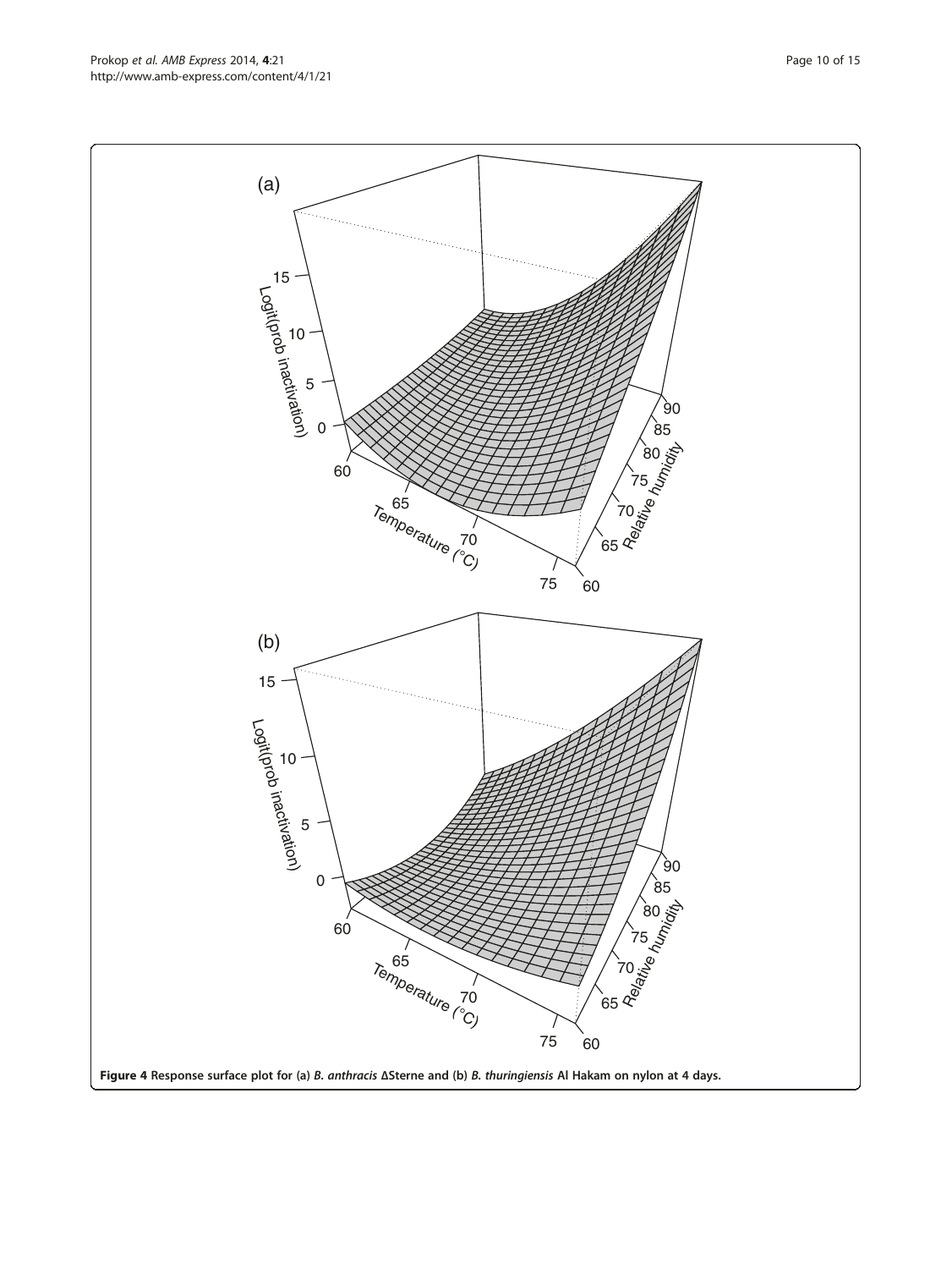**Figure 4 Response surface plot for (a) *B. anthracis* ΔSterne and (b) *B. thuringiensis* Al Hakam on nylon at 4 days.**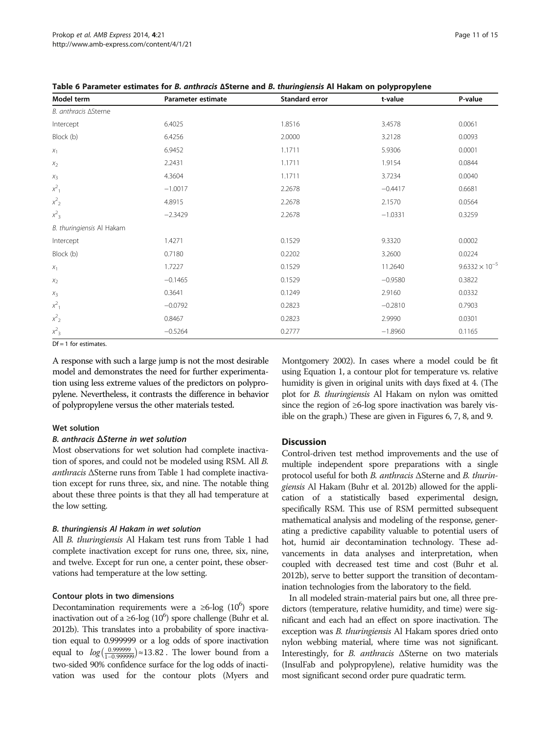**Table 6 Parameter estimates for *B. anthracis* ΔSterne and *B. thuringiensis* Al Hakam on polypropylene**

| Model term | Parameter estimate | Standard error | t-value | P-value |
|---|---|---|---|---|
| *B. anthracis* ΔSterne | | | | |
| Intercept | 6.4025 | 1.8516 | 3.4578 | 0.0061 |
| Block (b) | 6.4256 | 2.0000 | 3.2128 | 0.0093 |
| $x_1$ | 6.9452 | 1.1711 | 5.9306 | 0.0001 |
| $x_2$ | 2.2431 | 1.1711 | 1.9154 | 0.0844 |
| $x_3$ | 4.3604 | 1.1711 | 3.7234 | 0.0040 |
| $x^2_1$ | −1.0017 | 2.2678 | −0.4417 | 0.6681 |
| $x^2_2$ | 4.8915 | 2.2678 | 2.1570 | 0.0564 |
| $x^2_3$ | −2.3429 | 2.2678 | −1.0331 | 0.3259 |
| *B. thuringiensis* Al Hakam | | | | |
| Intercept | 1.4271 | 0.1529 | 9.3320 | 0.0002 |
| Block (b) | 0.7180 | 0.2202 | 3.2600 | 0.0224 |
| $x_1$ | 1.7227 | 0.1529 | 11.2640 | $9.6332 \times 10^{-5}$ |
| $x_2$ | −0.1465 | 0.1529 | −0.9580 | 0.3822 |
| $x_3$ | 0.3641 | 0.1249 | 2.9160 | 0.0332 |
| $x^2_1$ | −0.0792 | 0.2823 | −0.2810 | 0.7903 |
| $x^2_2$ | 0.8467 | 0.2823 | 2.9990 | 0.0301 |
| $x^2_3$ | −0.5264 | 0.2777 | −1.8960 | 0.1165 |

Df = 1 for estimates.

A response with such a large jump is not the most desirable model and demonstrates the need for further experimentation using less extreme values of the predictors on polypropylene. Nevertheless, it contrasts the difference in behavior of polypropylene versus the other materials tested.

### Wet solution

#### *B. anthracis ΔSterne in wet solution*

Most observations for wet solution had complete inactivation of spores, and could not be modeled using RSM. All *B. anthracis* ΔSterne runs from Table 1 had complete inactivation except for runs three, six, and nine. The notable thing about these three points is that they all had temperature at the low setting.

#### *B. thuringiensis Al Hakam in wet solution*

All *B. thuringiensis* Al Hakam test runs from Table 1 had complete inactivation except for runs one, three, six, nine, and twelve. Except for run one, a center point, these observations had temperature at the low setting.

### Contour plots in two dimensions

Decontamination requirements were a ≥6-log ($10^6$) spore inactivation out of a ≥6-log ($10^6$) spore challenge (Buhr et al. 2012b). This translates into a probability of spore inactivation equal to 0.999999 or a log odds of spore inactivation equal to $log\left(\frac{0.999999}{1-0.999999}\right) \approx 13.82$. The lower bound from a two-sided 90% confidence surface for the log odds of inactivation was used for the contour plots (Myers and Montgomery 2002). In cases where a model could be fit using Equation 1, a contour plot for temperature vs. relative humidity is given in original units with days fixed at 4. (The plot for *B. thuringiensis* Al Hakam on nylon was omitted since the region of ≥6-log spore inactivation was barely visible on the graph.) These are given in Figures 6, 7, 8, and 9.

## Discussion

Control-driven test method improvements and the use of multiple independent spore preparations with a single protocol useful for both *B. anthracis* ΔSterne and *B. thuringiensis* Al Hakam (Buhr et al. 2012b) allowed for the application of a statistically based experimental design, specifically RSM. This use of RSM permitted subsequent mathematical analysis and modeling of the response, generating a predictive capability valuable to potential users of hot, humid air decontamination technology. These advancements in data analyses and interpretation, when coupled with decreased test time and cost (Buhr et al. 2012b), serve to better support the transition of decontamination technologies from the laboratory to the field.

In all modeled strain-material pairs but one, all three predictors (temperature, relative humidity, and time) were significant and each had an effect on spore inactivation. The exception was *B. thuringiensis* Al Hakam spores dried onto nylon webbing material, where time was not significant. Interestingly, for *B. anthracis* ΔSterne on two materials (InsulFab and polypropylene), relative humidity was the most significant second order pure quadratic term.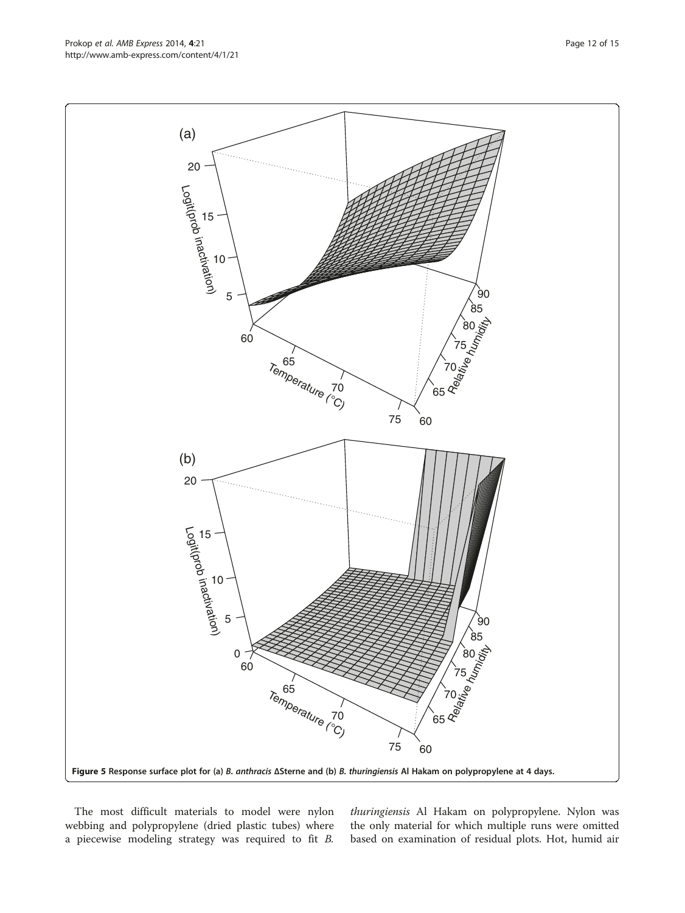**Figure 5 Response surface plot for (a) *B. anthracis* ΔSterne and (b) *B. thuringiensis* Al Hakam on polypropylene at 4 days.**

The most difficult materials to model were nylon webbing and polypropylene (dried plastic tubes) where a piecewise modeling strategy was required to fit *B. thuringiensis* Al Hakam on polypropylene. Nylon was the only material for which multiple runs were omitted based on examination of residual plots. Hot, humid air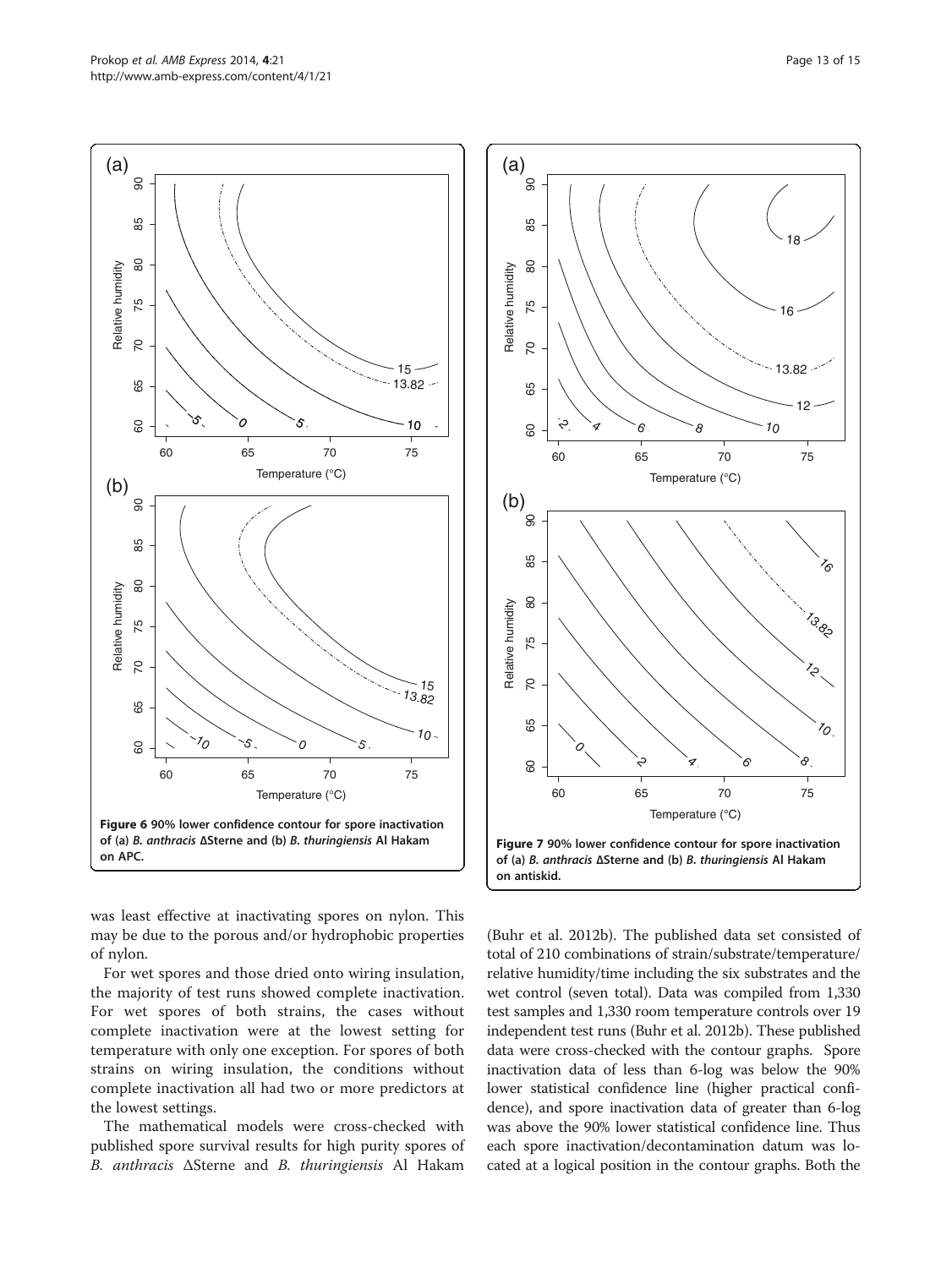Figure 6 90% lower confidence contour for spore inactivation of (a) *B. anthracis* ΔSterne and (b) *B. thuringiensis* Al Hakam on APC.

Figure 7 90% lower confidence contour for spore inactivation of (a) *B. anthracis* ΔSterne and (b) *B. thuringiensis* Al Hakam on antiskid.

was least effective at inactivating spores on nylon. This may be due to the porous and/or hydrophobic properties of nylon.

For wet spores and those dried onto wiring insulation, the majority of test runs showed complete inactivation. For wet spores of both strains, the cases without complete inactivation were at the lowest setting for temperature with only one exception. For spores of both strains on wiring insulation, the conditions without complete inactivation all had two or more predictors at the lowest settings.

The mathematical models were cross-checked with published spore survival results for high purity spores of *B. anthracis* ΔSterne and *B. thuringiensis* Al Hakam (Buhr et al. 2012b). The published data set consisted of total of 210 combinations of strain/substrate/temperature/relative humidity/time including the six substrates and the wet control (seven total). Data was compiled from 1,330 test samples and 1,330 room temperature controls over 19 independent test runs (Buhr et al. 2012b). These published data were cross-checked with the contour graphs. Spore inactivation data of less than 6-log was below the 90% lower statistical confidence line (higher practical confidence), and spore inactivation data of greater than 6-log was above the 90% lower statistical confidence line. Thus each spore inactivation/decontamination datum was located at a logical position in the contour graphs. Both the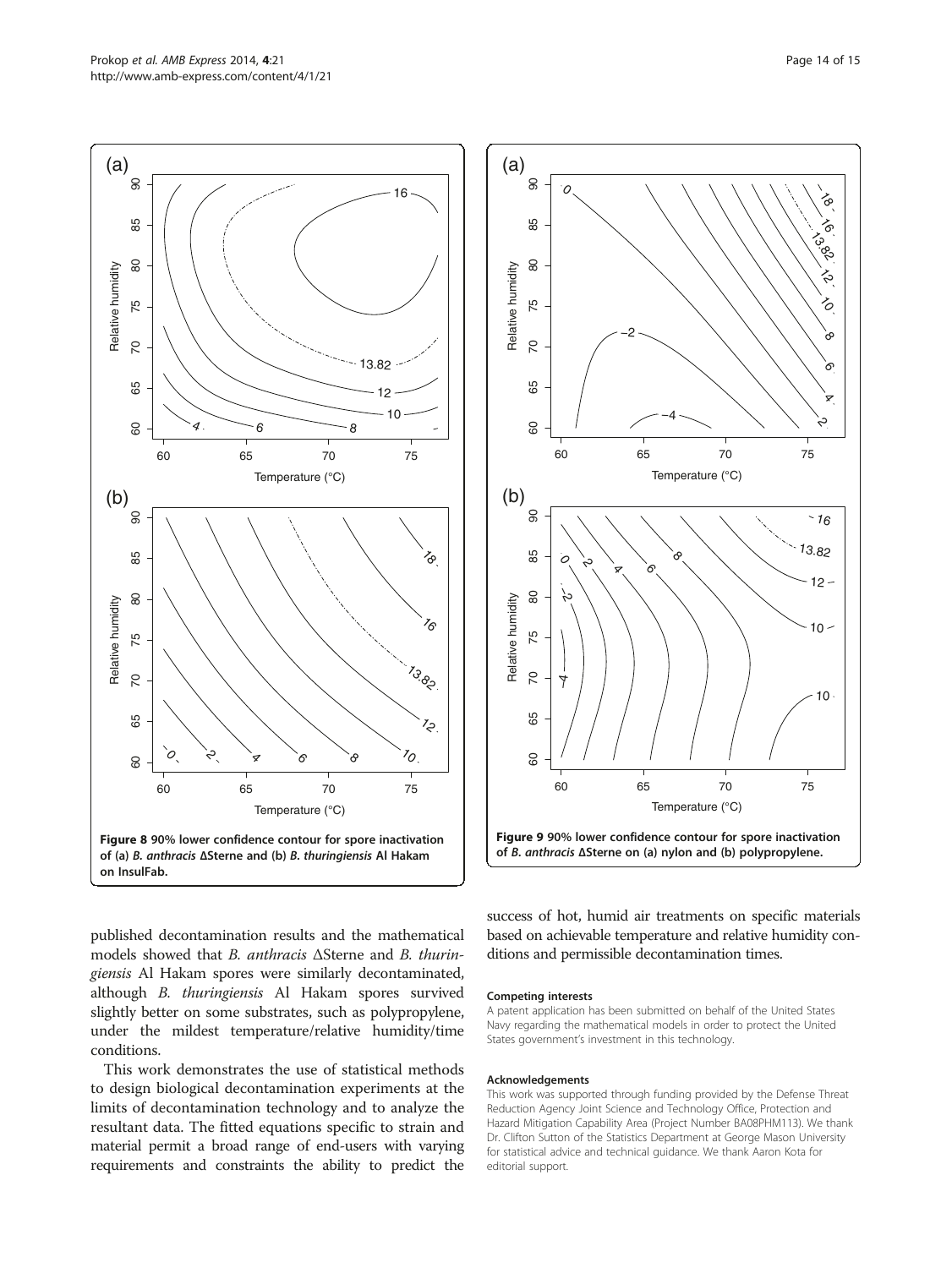Figure 8 90% lower confidence contour for spore inactivation of (a) *B. anthracis* ΔSterne and (b) *B. thuringiensis* Al Hakam on InsulFab.

Figure 9 90% lower confidence contour for spore inactivation of *B. anthracis* ΔSterne on (a) nylon and (b) polypropylene.

published decontamination results and the mathematical models showed that *B. anthracis* ΔSterne and *B. thuringiensis* Al Hakam spores were similarly decontaminated, although *B. thuringiensis* Al Hakam spores survived slightly better on some substrates, such as polypropylene, under the mildest temperature/relative humidity/time conditions.

This work demonstrates the use of statistical methods to design biological decontamination experiments at the limits of decontamination technology and to analyze the resultant data. The fitted equations specific to strain and material permit a broad range of end-users with varying requirements and constraints the ability to predict the success of hot, humid air treatments on specific materials based on achievable temperature and relative humidity conditions and permissible decontamination times.

#### Competing interests

A patent application has been submitted on behalf of the United States Navy regarding the mathematical models in order to protect the United States government's investment in this technology.

#### Acknowledgements

This work was supported through funding provided by the Defense Threat Reduction Agency Joint Science and Technology Office, Protection and Hazard Mitigation Capability Area (Project Number BA08PHM113). We thank Dr. Clifton Sutton of the Statistics Department at George Mason University for statistical advice and technical guidance. We thank Aaron Kota for editorial support.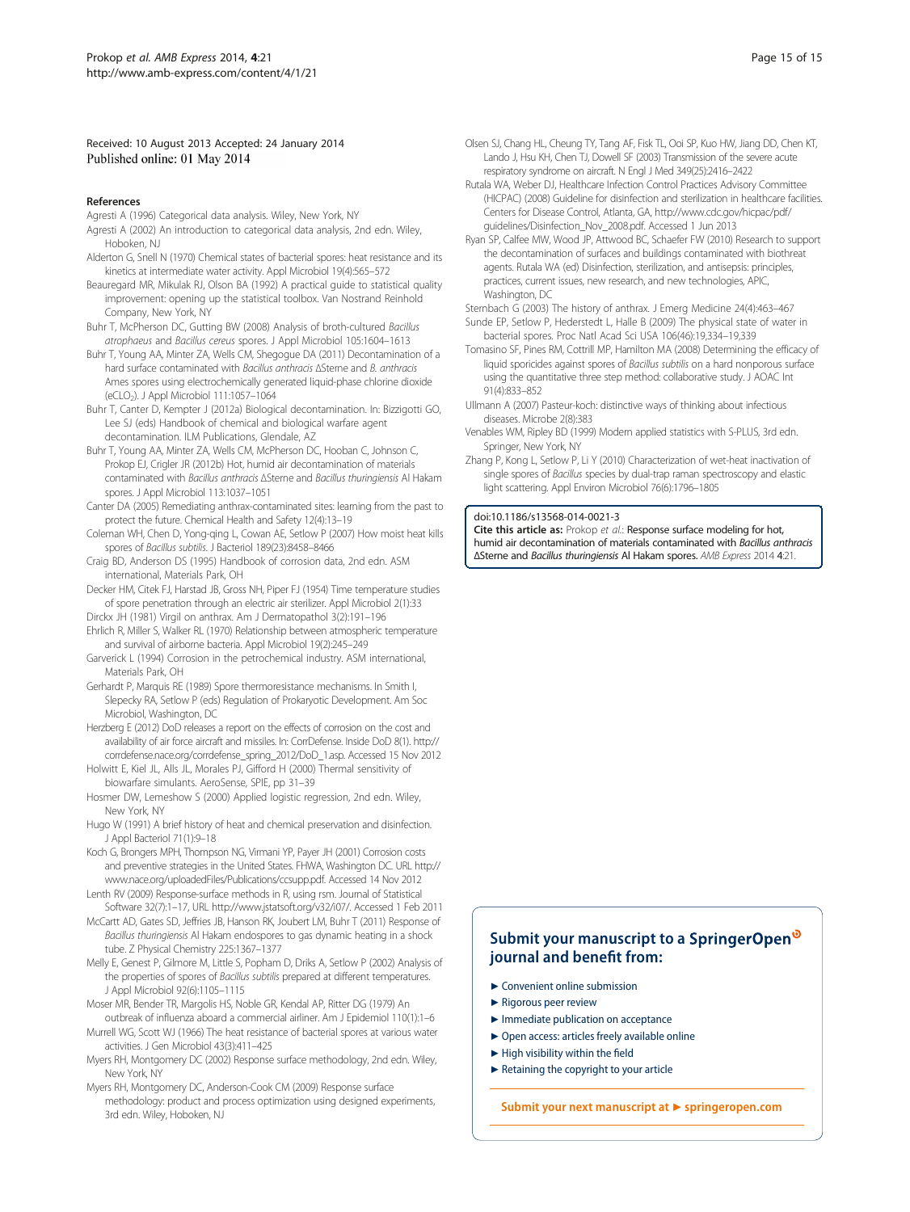Received: 10 August 2013 Accepted: 24 January 2014
Published online: 01 May 2014

## References

Agresti A (1996) Categorical data analysis. Wiley, New York, NY

Agresti A (2002) An introduction to categorical data analysis, 2nd edn. Wiley, Hoboken, NJ

Alderton G, Snell N (1970) Chemical states of bacterial spores: heat resistance and its kinetics at intermediate water activity. Appl Microbiol 19(4):565–572

Beauregard MR, Mikulak RJ, Olson BA (1992) A practical guide to statistical quality improvement: opening up the statistical toolbox. Van Nostrand Reinhold Company, New York, NY

Buhr T, McPherson DC, Gutting BW (2008) Analysis of broth-cultured *Bacillus atrophaeus* and *Bacillus cereus* spores. J Appl Microbiol 105:1604–1613

Buhr T, Young AA, Minter ZA, Wells CM, Shegogue DA (2011) Decontamination of a hard surface contaminated with *Bacillus anthracis* ΔSterne and *B. anthracis* Ames spores using electrochemically generated liquid-phase chlorine dioxide ($eClO_2$). J Appl Microbiol 111:1057–1064

Buhr T, Canter D, Kempter J (2012a) Biological decontamination. In: Bizzigotti GO, Lee SJ (eds) Handbook of chemical and biological warfare agent decontamination. ILM Publications, Glendale, AZ

Buhr T, Young AA, Minter ZA, Wells CM, McPherson DC, Hooban C, Johnson C, Prokop EJ, Crigler JR (2012b) Hot, humid air decontamination of materials contaminated with *Bacillus anthracis* ΔSterne and *Bacillus thuringiensis* Al Hakam spores. J Appl Microbiol 113:1037–1051

Canter DA (2005) Remediating anthrax-contaminated sites: learning from the past to protect the future. Chemical Health and Safety 12(4):13–19

Coleman WH, Chen D, Yong-qing L, Cowan AE, Setlow P (2007) How moist heat kills spores of *Bacillus subtilis*. J Bacteriol 189(23):8458–8466

Craig BD, Anderson DS (1995) Handbook of corrosion data, 2nd edn. ASM international, Materials Park, OH

Decker HM, Citek FJ, Harstad JB, Gross NH, Piper FJ (1954) Time temperature studies of spore penetration through an electric air sterilizer. Appl Microbiol 2(1):33

Dirckx JH (1981) Virgil on anthrax. Am J Dermatopathol 3(2):191–196

Ehrlich R, Miller S, Walker RL (1970) Relationship between atmospheric temperature and survival of airborne bacteria. Appl Microbiol 19(2):245–249

Garverick L (1994) Corrosion in the petrochemical industry. ASM international, Materials Park, OH

Gerhardt P, Marquis RE (1989) Spore thermoresistance mechanisms. In Smith I, Slepecky RA, Setlow P (eds) Regulation of Prokaryotic Development. Am Soc Microbiol, Washington, DC

Herzberg E (2012) DoD releases a report on the effects of corrosion on the cost and availability of air force aircraft and missiles. In: CorrDefense. Inside DoD 8(1). http://corrdefense.nace.org/corrdefense_spring_2012/DoD_1.asp. Accessed 15 Nov 2012

Holwitt E, Kiel JL, Alls JL, Morales PJ, Gifford H (2000) Thermal sensitivity of biowarfare simulants. AeroSense, SPIE, pp 31–39

Hosmer DW, Lemeshow S (2000) Applied logistic regression, 2nd edn. Wiley, New York, NY

Hugo W (1991) A brief history of heat and chemical preservation and disinfection. J Appl Bacteriol 71(1):9–18

Koch G, Brongers MPH, Thompson NG, Virmani YP, Payer JH (2001) Corrosion costs and preventive strategies in the United States. FHWA, Washington DC. URL http://www.nace.org/uploadedFiles/Publications/ccsupp.pdf. Accessed 14 Nov 2012

Lenth RV (2009) Response-surface methods in R, using rsm. Journal of Statistical Software 32(7):1–17, URL http://www.jstatsoft.org/v32/i07/. Accessed 1 Feb 2011

McCartt AD, Gates SD, Jeffries JB, Hanson RK, Joubert LM, Buhr T (2011) Response of *Bacillus thuringiensis* Al Hakam endospores to gas dynamic heating in a shock tube. Z Physical Chemistry 225:1367–1377

Melly E, Genest P, Gilmore M, Little S, Popham D, Driks A, Setlow P (2002) Analysis of the properties of spores of *Bacillus subtilis* prepared at different temperatures. J Appl Microbiol 92(6):1105–1115

Moser MR, Bender TR, Margolis HS, Noble GR, Kendal AP, Ritter DG (1979) An outbreak of influenza aboard a commercial airliner. Am J Epidemiol 110(1):1–6

Murrell WG, Scott WJ (1966) The heat resistance of bacterial spores at various water activities. J Gen Microbiol 43(3):411–425

Myers RH, Montgomery DC (2002) Response surface methodology, 2nd edn. Wiley, New York, NY

Myers RH, Montgomery DC, Anderson-Cook CM (2009) Response surface methodology: product and process optimization using designed experiments, 3rd edn. Wiley, Hoboken, NJ

Olsen SJ, Chang HL, Cheung TY, Tang AF, Fisk TL, Ooi SP, Kuo HW, Jiang DD, Chen KT, Lando J, Hsu KH, Chen TJ, Dowell SF (2003) Transmission of the severe acute respiratory syndrome on aircraft. N Engl J Med 349(25):2416–2422

Rutala WA, Weber DJ, Healthcare Infection Control Practices Advisory Committee (HICPAC) (2008) Guideline for disinfection and sterilization in healthcare facilities. Centers for Disease Control, Atlanta, GA, http://www.cdc.gov/hicpac/pdf/guidelines/Disinfection_Nov_2008.pdf. Accessed 1 Jun 2013

Ryan SP, Calfee MW, Wood JP, Attwood BC, Schaefer FW (2010) Research to support the decontamination of surfaces and buildings contaminated with biothreat agents. Rutala WA (ed) Disinfection, sterilization, and antisepsis: principles, practices, current issues, new research, and new technologies, APIC, Washington, DC

Sternbach G (2003) The history of anthrax. J Emerg Medicine 24(4):463–467

Sunde EP, Setlow P, Hederstedt L, Halle B (2009) The physical state of water in bacterial spores. Proc Natl Acad Sci USA 106(46):19,334–19,339

Tomasino SF, Pines RM, Cottrill MP, Hamilton MA (2008) Determining the efficacy of liquid sporicides against spores of *Bacillus subtilis* on a hard nonporous surface using the quantitative three step method: collaborative study. J AOAC Int 91(4):833–852

Ullmann A (2007) Pasteur-koch: distinctive ways of thinking about infectious diseases. Microbe 2(8):383

Venables WM, Ripley BD (1999) Modern applied statistics with S-PLUS, 3rd edn. Springer, New York, NY

Zhang P, Kong L, Setlow P, Li Y (2010) Characterization of wet-heat inactivation of single spores of *Bacillus* species by dual-trap raman spectroscopy and elastic light scattering. Appl Environ Microbiol 76(6):1796–1805

doi:10.1186/s13568-014-0021-3

**Cite this article as:** Prokop *et al.*: Response surface modeling for hot, humid air decontamination of materials contaminated with *Bacillus anthracis* ΔSterne and *Bacillus thuringiensis* Al Hakam spores. *AMB Express* 2014 **4**:21.